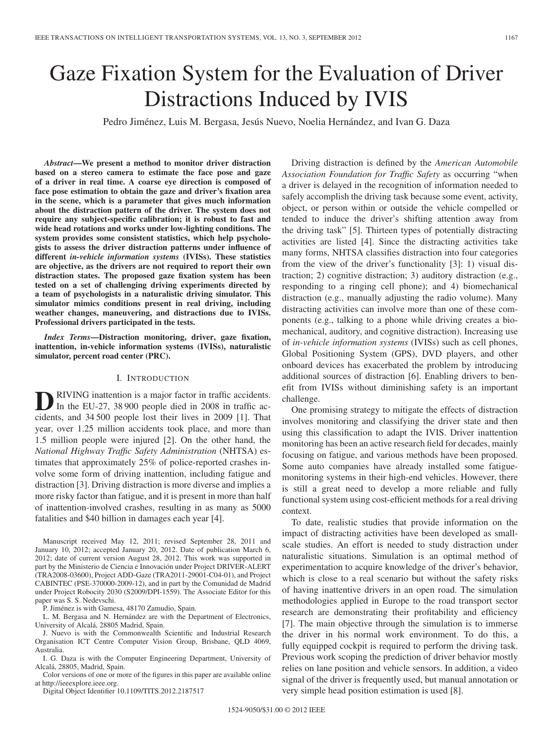# Gaze Fixation System for the Evaluation of Driver Distractions Induced by IVIS

Pedro Jiménez, Luis M. Bergasa, Jesús Nuevo, Noelia Hernández, and Ivan G. Daza

***Abstract*—We present a method to monitor driver distraction based on a stereo camera to estimate the face pose and gaze of a driver in real time. A coarse eye direction is composed of face pose estimation to obtain the gaze and driver's fixation area in the scene, which is a parameter that gives much information about the distraction pattern of the driver. The system does not require any subject-specific calibration; it is robust to fast and wide head rotations and works under low-lighting conditions. The system provides some consistent statistics, which help psychologists to assess the driver distraction patterns under influence of different *in-vehicle information systems* (IVISs). These statistics are objective, as the drivers are not required to report their own distraction states. The proposed gaze fixation system has been tested on a set of challenging driving experiments directed by a team of psychologists in a naturalistic driving simulator. This simulator mimics conditions present in real driving, including weather changes, maneuvering, and distractions due to IVISs. Professional drivers participated in the tests.**

***Index Terms*—Distraction monitoring, driver, gaze fixation, inattention, in-vehicle information systems (IVISs), naturalistic simulator, percent road center (PRC).**

## I. Introduction

Driving inattention is a major factor in traffic accidents. In the EU-27, 38 900 people died in 2008 in traffic accidents, and 34 500 people lost their lives in 2009 [1]. That year, over 1.25 million accidents took place, and more than 1.5 million people were injured [2]. On the other hand, the *National Highway Traffic Safety Administration* (NHTSA) estimates that approximately 25% of police-reported crashes involve some form of driving inattention, including fatigue and distraction [3]. Driving distraction is more diverse and implies a more risky factor than fatigue, and it is present in more than half of inattention-involved crashes, resulting in as many as 5000 fatalities and $40 billion in damages each year [4].

Driving distraction is defined by the *American Automobile Association Foundation for Traffic Safety* as occurring "when a driver is delayed in the recognition of information needed to safely accomplish the driving task because some event, activity, object, or person within or outside the vehicle compelled or tended to induce the driver's shifting attention away from the driving task" [5]. Thirteen types of potentially distracting activities are listed [4]. Since the distracting activities take many forms, NHTSA classifies distraction into four categories from the view of the driver's functionality [3]: 1) visual distraction; 2) cognitive distraction; 3) auditory distraction (e.g., responding to a ringing cell phone); and 4) biomechanical distraction (e.g., manually adjusting the radio volume). Many distracting activities can involve more than one of these components (e.g., talking to a phone while driving creates a biomechanical, auditory, and cognitive distraction). Increasing use of *in-vehicle information systems* (IVISs) such as cell phones, Global Positioning System (GPS), DVD players, and other onboard devices has exacerbated the problem by introducing additional sources of distraction [6]. Enabling drivers to benefit from IVISs without diminishing safety is an important challenge.

One promising strategy to mitigate the effects of distraction involves monitoring and classifying the driver state and then using this classification to adapt the IVIS. Driver inattention monitoring has been an active research field for decades, mainly focusing on fatigue, and various methods have been proposed. Some auto companies have already installed some fatigue-monitoring systems in their high-end vehicles. However, there is still a great need to develop a more reliable and fully functional system using cost-efficient methods for a real driving context.

To date, realistic studies that provide information on the impact of distracting activities have been developed as small-scale studies. An effort is needed to study distraction under naturalistic situations. Simulation is an optimal method of experimentation to acquire knowledge of the driver's behavior, which is close to a real scenario but without the safety risks of having inattentive drivers in an open road. The simulation methodologies applied in Europe to the road transport sector research are demonstrating their profitability and efficiency [7]. The main objective through the simulation is to immerse the driver in his normal work environment. To do this, a fully equipped cockpit is required to perform the driving task. Previous work scoping the prediction of driver behavior mostly relies on lane position and vehicle sensors. In addition, a video signal of the driver is frequently used, but manual annotation or very simple head position estimation is used [8].

Manuscript received May 12, 2011; revised September 28, 2011 and January 10, 2012; accepted January 20, 2012. Date of publication March 6, 2012; date of current version August 28, 2012. This work was supported in part by the Ministerio de Ciencia e Innovación under Project DRIVER-ALERT (TRA2008-03600), Project ADD-Gaze (TRA2011-29001-C04-01), and Project CABINTEC (PSE-370000-2009-12), and in part by the Comunidad de Madrid under Project Robocity 2030 (S2009/DPI-1559). The Associate Editor for this paper was S. S. Nedevschi.

P. Jiménez is with Gamesa, 48170 Zamudio, Spain.

L. M. Bergasa and N. Hernández are with the Department of Electronics, University of Alcalá, 28805 Madrid, Spain.

J. Nuevo is with the Commonwealth Scientific and Industrial Research Organisation ICT Centre Computer Vision Group, Brisbane, QLD 4069, Australia.

I. G. Daza is with the Computer Engineering Department, University of Alcalá, 28805, Madrid, Spain.

Color versions of one or more of the figures in this paper are available online at http://ieeexplore.ieee.org.

Digital Object Identifier 10.1109/TITS.2012.2187517

1524-9050/$31.00 © 2012 IEEE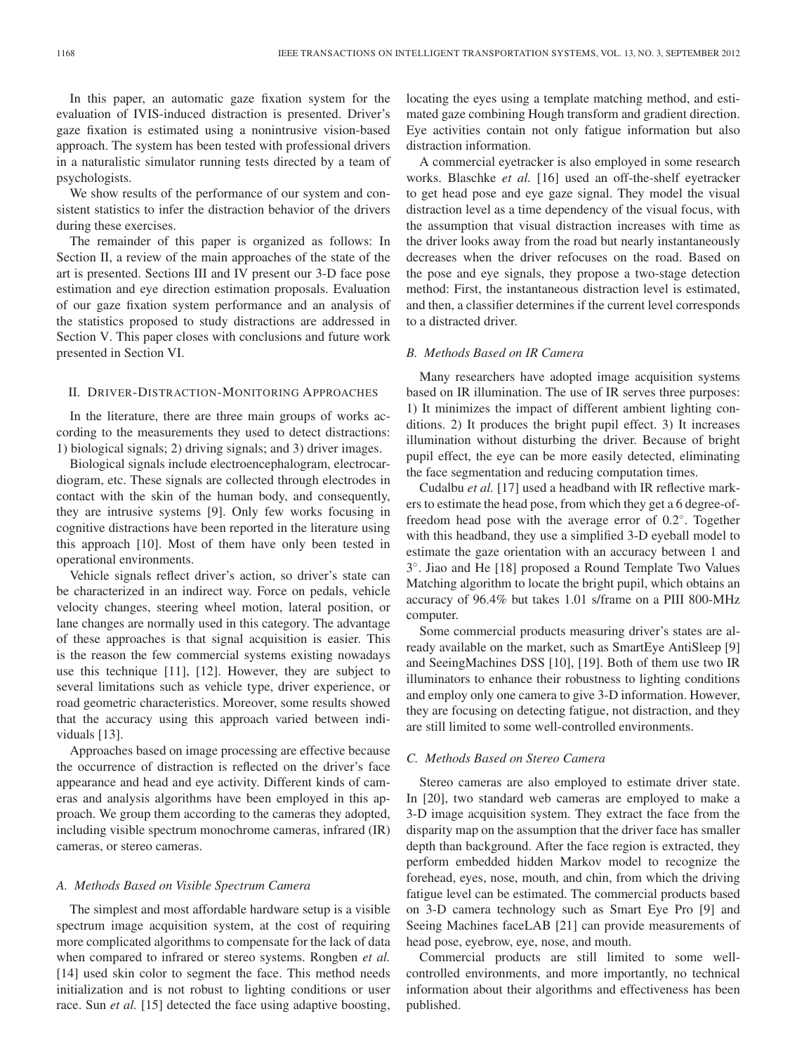In this paper, an automatic gaze fixation system for the evaluation of IVIS-induced distraction is presented. Driver's gaze fixation is estimated using a nonintrusive vision-based approach. The system has been tested with professional drivers in a naturalistic simulator running tests directed by a team of psychologists.

We show results of the performance of our system and consistent statistics to infer the distraction behavior of the drivers during these exercises.

The remainder of this paper is organized as follows: In Section II, a review of the main approaches of the state of the art is presented. Sections III and IV present our 3-D face pose estimation and eye direction estimation proposals. Evaluation of our gaze fixation system performance and an analysis of the statistics proposed to study distractions are addressed in Section V. This paper closes with conclusions and future work presented in Section VI.

## II. Driver-Distraction-Monitoring Approaches

In the literature, there are three main groups of works according to the measurements they used to detect distractions: 1) biological signals; 2) driving signals; and 3) driver images.

Biological signals include electroencephalogram, electrocardiogram, etc. These signals are collected through electrodes in contact with the skin of the human body, and consequently, they are intrusive systems [9]. Only few works focusing in cognitive distractions have been reported in the literature using this approach [10]. Most of them have only been tested in operational environments.

Vehicle signals reflect driver's action, so driver's state can be characterized in an indirect way. Force on pedals, vehicle velocity changes, steering wheel motion, lateral position, or lane changes are normally used in this category. The advantage of these approaches is that signal acquisition is easier. This is the reason the few commercial systems existing nowadays use this technique [11], [12]. However, they are subject to several limitations such as vehicle type, driver experience, or road geometric characteristics. Moreover, some results showed that the accuracy using this approach varied between individuals [13].

Approaches based on image processing are effective because the occurrence of distraction is reflected on the driver's face appearance and head and eye activity. Different kinds of cameras and analysis algorithms have been employed in this approach. We group them according to the cameras they adopted, including visible spectrum monochrome cameras, infrared (IR) cameras, or stereo cameras.

### A. Methods Based on Visible Spectrum Camera

The simplest and most affordable hardware setup is a visible spectrum image acquisition system, at the cost of requiring more complicated algorithms to compensate for the lack of data when compared to infrared or stereo systems. Rongben *et al.* [14] used skin color to segment the face. This method needs initialization and is not robust to lighting conditions or user race. Sun *et al.* [15] detected the face using adaptive boosting, locating the eyes using a template matching method, and estimated gaze combining Hough transform and gradient direction. Eye activities contain not only fatigue information but also distraction information.

A commercial eyetracker is also employed in some research works. Blaschke *et al.* [16] used an off-the-shelf eyetracker to get head pose and eye gaze signal. They model the visual distraction level as a time dependency of the visual focus, with the assumption that visual distraction increases with time as the driver looks away from the road but nearly instantaneously decreases when the driver refocuses on the road. Based on the pose and eye signals, they propose a two-stage detection method: First, the instantaneous distraction level is estimated, and then, a classifier determines if the current level corresponds to a distracted driver.

### B. Methods Based on IR Camera

Many researchers have adopted image acquisition systems based on IR illumination. The use of IR serves three purposes: 1) It minimizes the impact of different ambient lighting conditions. 2) It produces the bright pupil effect. 3) It increases illumination without disturbing the driver. Because of bright pupil effect, the eye can be more easily detected, eliminating the face segmentation and reducing computation times.

Cudalbu *et al.* [17] used a headband with IR reflective markers to estimate the head pose, from which they get a 6 degree-of-freedom head pose with the average error of $0.2^{\circ}$. Together with this headband, they use a simplified 3-D eyeball model to estimate the gaze orientation with an accuracy between 1 and $3^{\circ}$. Jiao and He [18] proposed a Round Template Two Values Matching algorithm to locate the bright pupil, which obtains an accuracy of 96.4% but takes 1.01 s/frame on a PIII 800-MHz computer.

Some commercial products measuring driver's states are already available on the market, such as SmartEye AntiSleep [9] and SeeingMachines DSS [10], [19]. Both of them use two IR illuminators to enhance their robustness to lighting conditions and employ only one camera to give 3-D information. However, they are focusing on detecting fatigue, not distraction, and they are still limited to some well-controlled environments.

### C. Methods Based on Stereo Camera

Stereo cameras are also employed to estimate driver state. In [20], two standard web cameras are employed to make a 3-D image acquisition system. They extract the face from the disparity map on the assumption that the driver face has smaller depth than background. After the face region is extracted, they perform embedded hidden Markov model to recognize the forehead, eyes, nose, mouth, and chin, from which the driving fatigue level can be estimated. The commercial products based on 3-D camera technology such as Smart Eye Pro [9] and Seeing Machines faceLAB [21] can provide measurements of head pose, eyebrow, eye, nose, and mouth.

Commercial products are still limited to some well-controlled environments, and more importantly, no technical information about their algorithms and effectiveness has been published.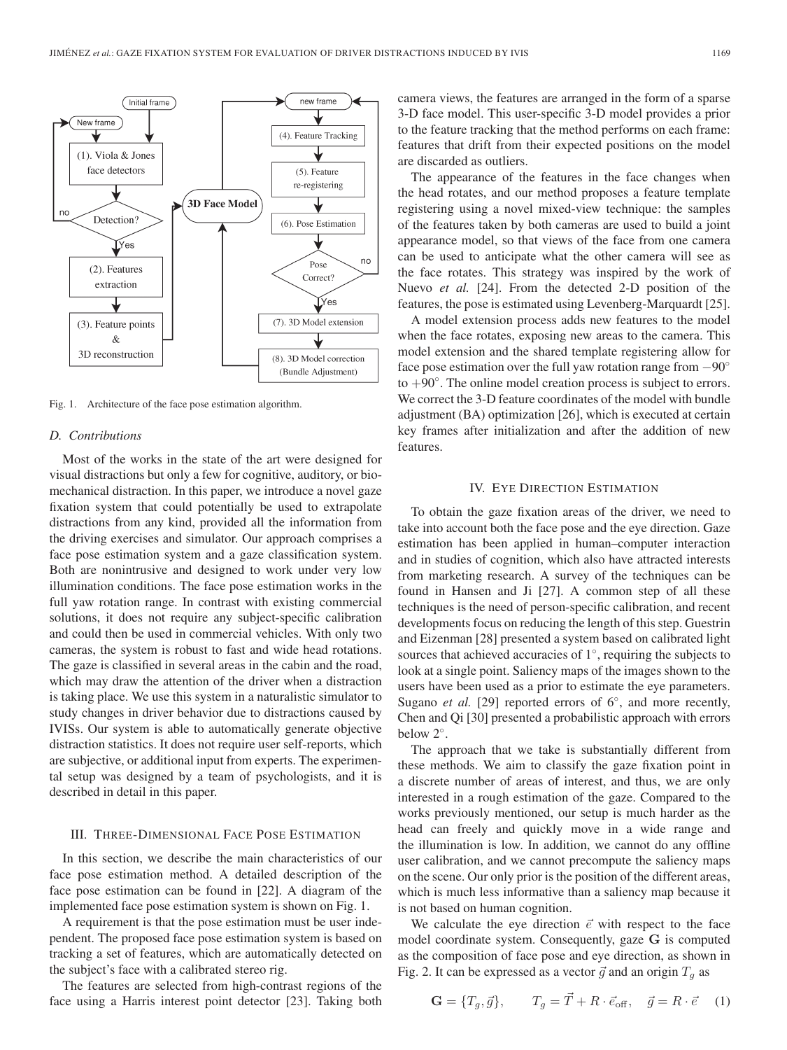Initial frame

New frame

(1). Viola & Jones face detectors

Detection?

no

Yes

(2). Features extraction

(3). Feature points & 3D reconstruction

3D Face Model

new frame

(4). Feature Tracking

(5). Feature re-registering

(6). Pose Estimation

Pose Correct?

no

Yes

(7). 3D Model extension

(8). 3D Model correction (Bundle Adjustment)

Fig. 1. Architecture of the face pose estimation algorithm.

### D. Contributions

Most of the works in the state of the art were designed for visual distractions but only a few for cognitive, auditory, or biomechanical distraction. In this paper, we introduce a novel gaze fixation system that could potentially be used to extrapolate distractions from any kind, provided all the information from the driving exercises and simulator. Our approach comprises a face pose estimation system and a gaze classification system. Both are nonintrusive and designed to work under very low illumination conditions. The face pose estimation works in the full yaw rotation range. In contrast with existing commercial solutions, it does not require any subject-specific calibration and could then be used in commercial vehicles. With only two cameras, the system is robust to fast and wide head rotations. The gaze is classified in several areas in the cabin and the road, which may draw the attention of the driver when a distraction is taking place. We use this system in a naturalistic simulator to study changes in driver behavior due to distractions caused by IVISs. Our system is able to automatically generate objective distraction statistics. It does not require user self-reports, which are subjective, or additional input from experts. The experimental setup was designed by a team of psychologists, and it is described in detail in this paper.

## III. Three-Dimensional Face Pose Estimation

In this section, we describe the main characteristics of our face pose estimation method. A detailed description of the face pose estimation can be found in [22]. A diagram of the implemented face pose estimation system is shown on Fig. 1.

A requirement is that the pose estimation must be user independent. The proposed face pose estimation system is based on tracking a set of features, which are automatically detected on the subject's face with a calibrated stereo rig.

The features are selected from high-contrast regions of the face using a Harris interest point detector [23]. Taking both camera views, the features are arranged in the form of a sparse 3-D face model. This user-specific 3-D model provides a prior to the feature tracking that the method performs on each frame: features that drift from their expected positions on the model are discarded as outliers.

The appearance of the features in the face changes when the head rotates, and our method proposes a feature template registering using a novel mixed-view technique: the samples of the features taken by both cameras are used to build a joint appearance model, so that views of the face from one camera can be used to anticipate what the other camera will see as the face rotates. This strategy was inspired by the work of Nuevo *et al.* [24]. From the detected 2-D position of the features, the pose is estimated using Levenberg-Marquardt [25].

A model extension process adds new features to the model when the face rotates, exposing new areas to the camera. This model extension and the shared template registering allow for face pose estimation over the full yaw rotation range from $-90^\circ$ to $+90^\circ$. The online model creation process is subject to errors. We correct the 3-D feature coordinates of the model with bundle adjustment (BA) optimization [26], which is executed at certain key frames after initialization and after the addition of new features.

## IV. Eye Direction Estimation

To obtain the gaze fixation areas of the driver, we need to take into account both the face pose and the eye direction. Gaze estimation has been applied in human–computer interaction and in studies of cognition, which also have attracted interests from marketing research. A survey of the techniques can be found in Hansen and Ji [27]. A common step of all these techniques is the need of person-specific calibration, and recent developments focus on reducing the length of this step. Guestrin and Eizenman [28] presented a system based on calibrated light sources that achieved accuracies of $1^\circ$, requiring the subjects to look at a single point. Saliency maps of the images shown to the users have been used as a prior to estimate the eye parameters. Sugano *et al.* [29] reported errors of $6^\circ$, and more recently, Chen and Qi [30] presented a probabilistic approach with errors below $2^\circ$.

The approach that we take is substantially different from these methods. We aim to classify the gaze fixation point in a discrete number of areas of interest, and thus, we are only interested in a rough estimation of the gaze. Compared to the works previously mentioned, our setup is much harder as the head can freely and quickly move in a wide range and the illumination is low. In addition, we cannot do any offline user calibration, and we cannot precompute the saliency maps on the scene. Our only prior is the position of the different areas, which is much less informative than a saliency map because it is not based on human cognition.

We calculate the eye direction $\vec{e}$ with respect to the face model coordinate system. Consequently, gaze $\mathbf{G}$ is computed as the composition of face pose and eye direction, as shown in Fig. 2. It can be expressed as a vector $\vec{g}$ and an origin $T_g$ as

$$\mathbf{G} = \{T_g, \vec{g}\}, \qquad T_g = \vec{T} + R \cdot \vec{e}_{\text{off}}, \quad \vec{g} = R \cdot \vec{e} \quad (1)$$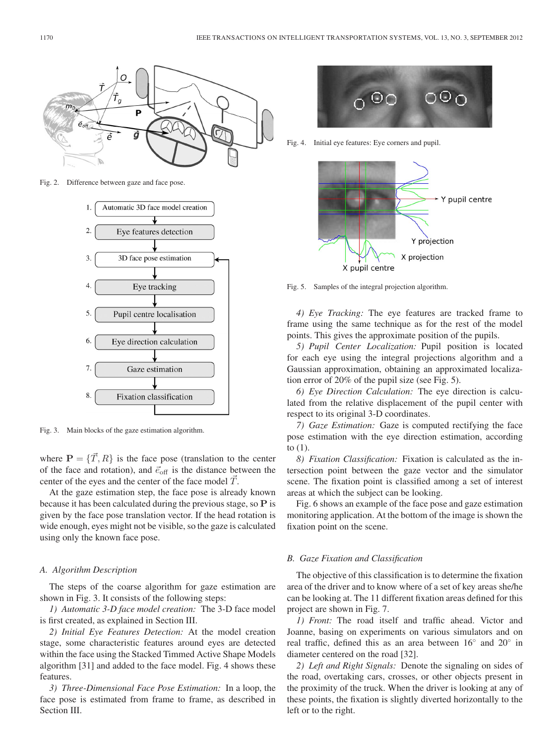Fig. 2. Difference between gaze and face pose.

1. Automatic 3D face model creation
2. Eye features detection
3. 3D face pose estimation
4. Eye tracking
5. Pupil centre localisation
6. Eye direction calculation
7. Gaze estimation
8. Fixation classification

Fig. 3. Main blocks of the gaze estimation algorithm.

where $\mathbf{P} = \{\vec{T}, R\}$ is the face pose (translation to the center of the face and rotation), and $\vec{e}_{\text{off}}$ is the distance between the center of the eyes and the center of the face model $\vec{T}$.

At the gaze estimation step, the face pose is already known because it has been calculated during the previous stage, so $\mathbf{P}$ is given by the face pose translation vector. If the head rotation is wide enough, eyes might not be visible, so the gaze is calculated using only the known face pose.

### A. Algorithm Description

The steps of the coarse algorithm for gaze estimation are shown in Fig. 3. It consists of the following steps:

*1) Automatic 3-D face model creation:* The 3-D face model is first created, as explained in Section III.

*2) Initial Eye Features Detection:* At the model creation stage, some characteristic features around eyes are detected within the face using the Stacked Timmed Active Shape Models algorithm [31] and added to the face model. Fig. 4 shows these features.

*3) Three-Dimensional Face Pose Estimation:* In a loop, the face pose is estimated from frame to frame, as described in Section III.

Fig. 4. Initial eye features: Eye corners and pupil.

Y pupil centre

Y projection

X projection

X pupil centre

Fig. 5. Samples of the integral projection algorithm.

*4) Eye Tracking:* The eye features are tracked frame to frame using the same technique as for the rest of the model points. This gives the approximate position of the pupils.

*5) Pupil Center Localization:* Pupil position is located for each eye using the integral projections algorithm and a Gaussian approximation, obtaining an approximated localization error of 20% of the pupil size (see Fig. 5).

*6) Eye Direction Calculation:* The eye direction is calculated from the relative displacement of the pupil center with respect to its original 3-D coordinates.

*7) Gaze Estimation:* Gaze is computed rectifying the face pose estimation with the eye direction estimation, according to (1).

*8) Fixation Classification:* Fixation is calculated as the intersection point between the gaze vector and the simulator scene. The fixation point is classified among a set of interest areas at which the subject can be looking.

Fig. 6 shows an example of the face pose and gaze estimation monitoring application. At the bottom of the image is shown the fixation point on the scene.

### B. Gaze Fixation and Classification

The objective of this classification is to determine the fixation area of the driver and to know where of a set of key areas she/he can be looking at. The 11 different fixation areas defined for this project are shown in Fig. 7.

*1) Front:* The road itself and traffic ahead. Victor and Joanne, basing on experiments on various simulators and on real traffic, defined this as an area between 16° and 20° in diameter centered on the road [32].

*2) Left and Right Signals:* Denote the signaling on sides of the road, overtaking cars, crosses, or other objects present in the proximity of the truck. When the driver is looking at any of these points, the fixation is slightly diverted horizontally to the left or to the right.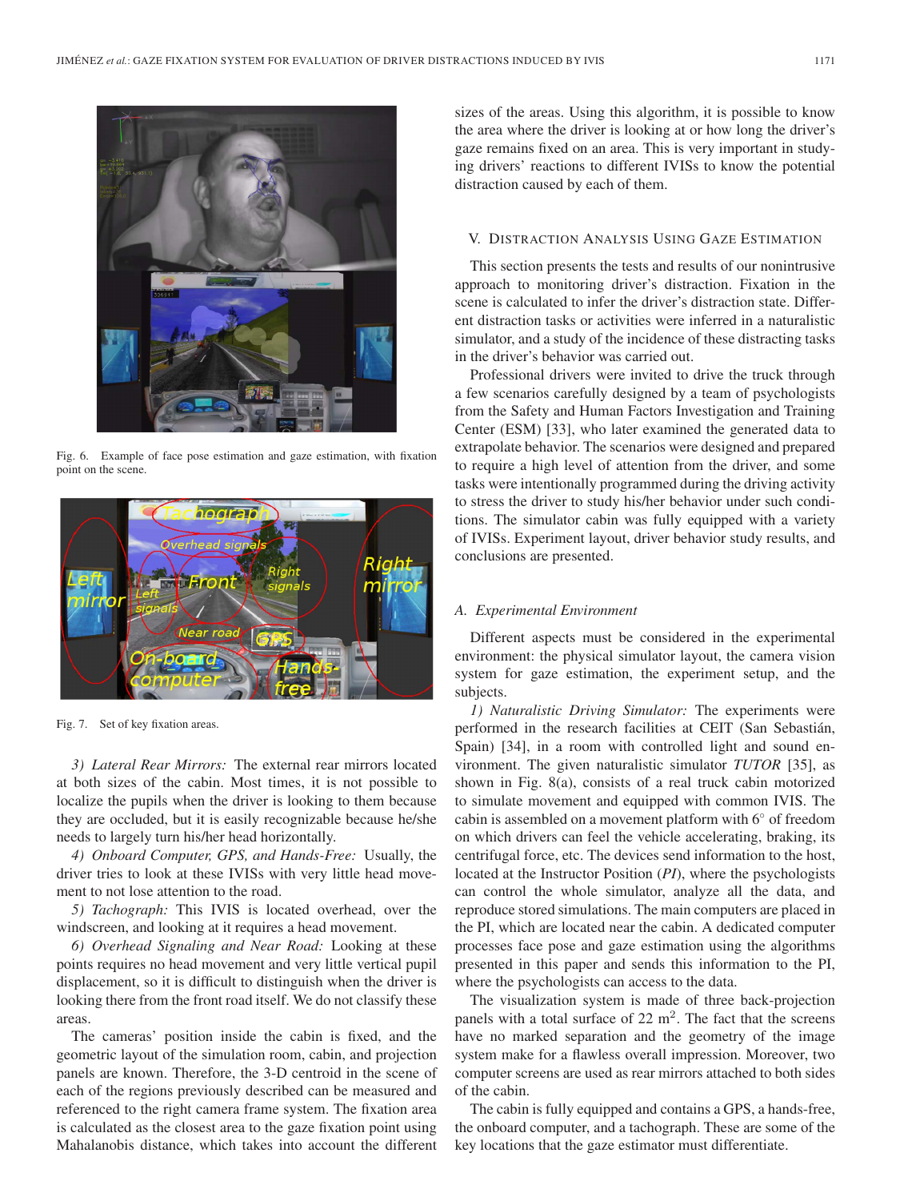Fig. 6. Example of face pose estimation and gaze estimation, with fixation point on the scene.

Fig. 7. Set of key fixation areas.

*3) Lateral Rear Mirrors:* The external rear mirrors located at both sizes of the cabin. Most times, it is not possible to localize the pupils when the driver is looking to them because they are occluded, but it is easily recognizable because he/she needs to largely turn his/her head horizontally.

*4) Onboard Computer, GPS, and Hands-Free:* Usually, the driver tries to look at these IVISs with very little head movement to not lose attention to the road.

*5) Tachograph:* This IVIS is located overhead, over the windscreen, and looking at it requires a head movement.

*6) Overhead Signaling and Near Road:* Looking at these points requires no head movement and very little vertical pupil displacement, so it is difficult to distinguish when the driver is looking there from the front road itself. We do not classify these areas.

The cameras' position inside the cabin is fixed, and the geometric layout of the simulation room, cabin, and projection panels are known. Therefore, the 3-D centroid in the scene of each of the regions previously described can be measured and referenced to the right camera frame system. The fixation area is calculated as the closest area to the gaze fixation point using Mahalanobis distance, which takes into account the different sizes of the areas. Using this algorithm, it is possible to know the area where the driver is looking at or how long the driver's gaze remains fixed on an area. This is very important in studying drivers' reactions to different IVISs to know the potential distraction caused by each of them.

## V. Distraction Analysis Using Gaze Estimation

This section presents the tests and results of our nonintrusive approach to monitoring driver's distraction. Fixation in the scene is calculated to infer the driver's distraction state. Different distraction tasks or activities were inferred in a naturalistic simulator, and a study of the incidence of these distracting tasks in the driver's behavior was carried out.

Professional drivers were invited to drive the truck through a few scenarios carefully designed by a team of psychologists from the Safety and Human Factors Investigation and Training Center (ESM) [33], who later examined the generated data to extrapolate behavior. The scenarios were designed and prepared to require a high level of attention from the driver, and some tasks were intentionally programmed during the driving activity to stress the driver to study his/her behavior under such conditions. The simulator cabin was fully equipped with a variety of IVISs. Experiment layout, driver behavior study results, and conclusions are presented.

### A. Experimental Environment

Different aspects must be considered in the experimental environment: the physical simulator layout, the camera vision system for gaze estimation, the experiment setup, and the subjects.

*1) Naturalistic Driving Simulator:* The experiments were performed in the research facilities at CEIT (San Sebastián, Spain) [34], in a room with controlled light and sound environment. The given naturalistic simulator *TUTOR* [35], as shown in Fig. 8(a), consists of a real truck cabin motorized to simulate movement and equipped with common IVIS. The cabin is assembled on a movement platform with 6° of freedom on which drivers can feel the vehicle accelerating, braking, its centrifugal force, etc. The devices send information to the host, located at the Instructor Position (*PI*), where the psychologists can control the whole simulator, analyze all the data, and reproduce stored simulations. The main computers are placed in the PI, which are located near the cabin. A dedicated computer processes face pose and gaze estimation using the algorithms presented in this paper and sends this information to the PI, where the psychologists can access to the data.

The visualization system is made of three back-projection panels with a total surface of 22 m$^2$. The fact that the screens have no marked separation and the geometry of the image system make for a flawless overall impression. Moreover, two computer screens are used as rear mirrors attached to both sides of the cabin.

The cabin is fully equipped and contains a GPS, a hands-free, the onboard computer, and a tachograph. These are some of the key locations that the gaze estimator must differentiate.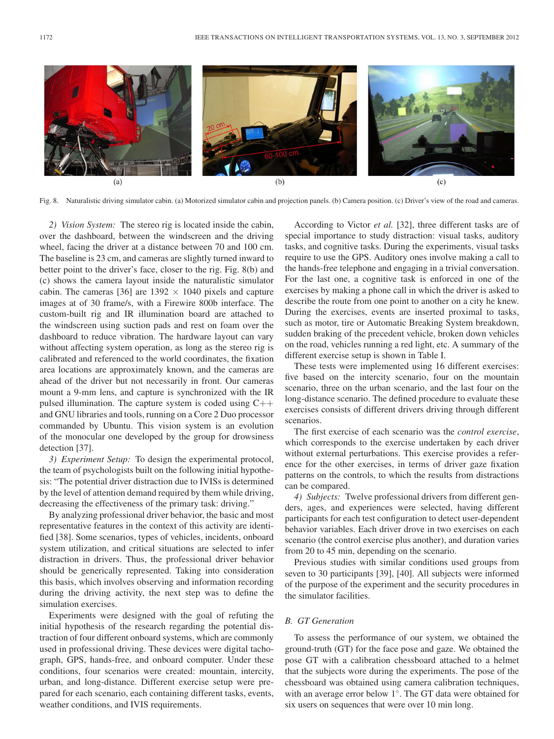Fig. 8. Naturalistic driving simulator cabin. (a) Motorized simulator cabin and projection panels. (b) Camera position. (c) Driver's view of the road and cameras.

*2) Vision System:* The stereo rig is located inside the cabin, over the dashboard, between the windscreen and the driving wheel, facing the driver at a distance between 70 and 100 cm. The baseline is 23 cm, and cameras are slightly turned inward to better point to the driver's face, closer to the rig. Fig. 8(b) and (c) shows the camera layout inside the naturalistic simulator cabin. The cameras [36] are 1392 × 1040 pixels and capture images at of 30 frame/s, with a Firewire 800b interface. The custom-built rig and IR illumination board are attached to the windscreen using suction pads and rest on foam over the dashboard to reduce vibration. The hardware layout can vary without affecting system operation, as long as the stereo rig is calibrated and referenced to the world coordinates, the fixation area locations are approximately known, and the cameras are ahead of the driver but not necessarily in front. Our cameras mount a 9-mm lens, and capture is synchronized with the IR pulsed illumination. The capture system is coded using C++ and GNU libraries and tools, running on a Core 2 Duo processor commanded by Ubuntu. This vision system is an evolution of the monocular one developed by the group for drowsiness detection [37].

*3) Experiment Setup:* To design the experimental protocol, the team of psychologists built on the following initial hypothesis: "The potential driver distraction due to IVISs is determined by the level of attention demand required by them while driving, decreasing the effectiveness of the primary task: driving."

By analyzing professional driver behavior, the basic and most representative features in the context of this activity are identified [38]. Some scenarios, types of vehicles, incidents, onboard system utilization, and critical situations are selected to infer distraction in drivers. Thus, the professional driver behavior should be generically represented. Taking into consideration this basis, which involves observing and information recording during the driving activity, the next step was to define the simulation exercises.

Experiments were designed with the goal of refuting the initial hypothesis of the research regarding the potential distraction of four different onboard systems, which are commonly used in professional driving. These devices were digital tachograph, GPS, hands-free, and onboard computer. Under these conditions, four scenarios were created: mountain, intercity, urban, and long-distance. Different exercise setup were prepared for each scenario, each containing different tasks, events, weather conditions, and IVIS requirements.

According to Victor *et al.* [32], three different tasks are of special importance to study distraction: visual tasks, auditory tasks, and cognitive tasks. During the experiments, visual tasks require to use the GPS. Auditory ones involve making a call to the hands-free telephone and engaging in a trivial conversation. For the last one, a cognitive task is enforced in one of the exercises by making a phone call in which the driver is asked to describe the route from one point to another on a city he knew. During the exercises, events are inserted proximal to tasks, such as motor, tire or Automatic Breaking System breakdown, sudden braking of the precedent vehicle, broken down vehicles on the road, vehicles running a red light, etc. A summary of the different exercise setup is shown in Table I.

These tests were implemented using 16 different exercises: five based on the intercity scenario, four on the mountain scenario, three on the urban scenario, and the last four on the long-distance scenario. The defined procedure to evaluate these exercises consists of different drivers driving through different scenarios.

The first exercise of each scenario was the *control exercise*, which corresponds to the exercise undertaken by each driver without external perturbations. This exercise provides a reference for the other exercises, in terms of driver gaze fixation patterns on the controls, to which the results from distractions can be compared.

*4) Subjects:* Twelve professional drivers from different genders, ages, and experiences were selected, having different participants for each test configuration to detect user-dependent behavior variables. Each driver drove in two exercises on each scenario (the control exercise plus another), and duration varies from 20 to 45 min, depending on the scenario.

Previous studies with similar conditions used groups from seven to 30 participants [39], [40]. All subjects were informed of the purpose of the experiment and the security procedures in the simulator facilities.

### B. GT Generation

To assess the performance of our system, we obtained the ground-truth (GT) for the face pose and gaze. We obtained the pose GT with a calibration chessboard attached to a helmet that the subjects wore during the experiments. The pose of the chessboard was obtained using camera calibration techniques, with an average error below 1°. The GT data were obtained for six users on sequences that were over 10 min long.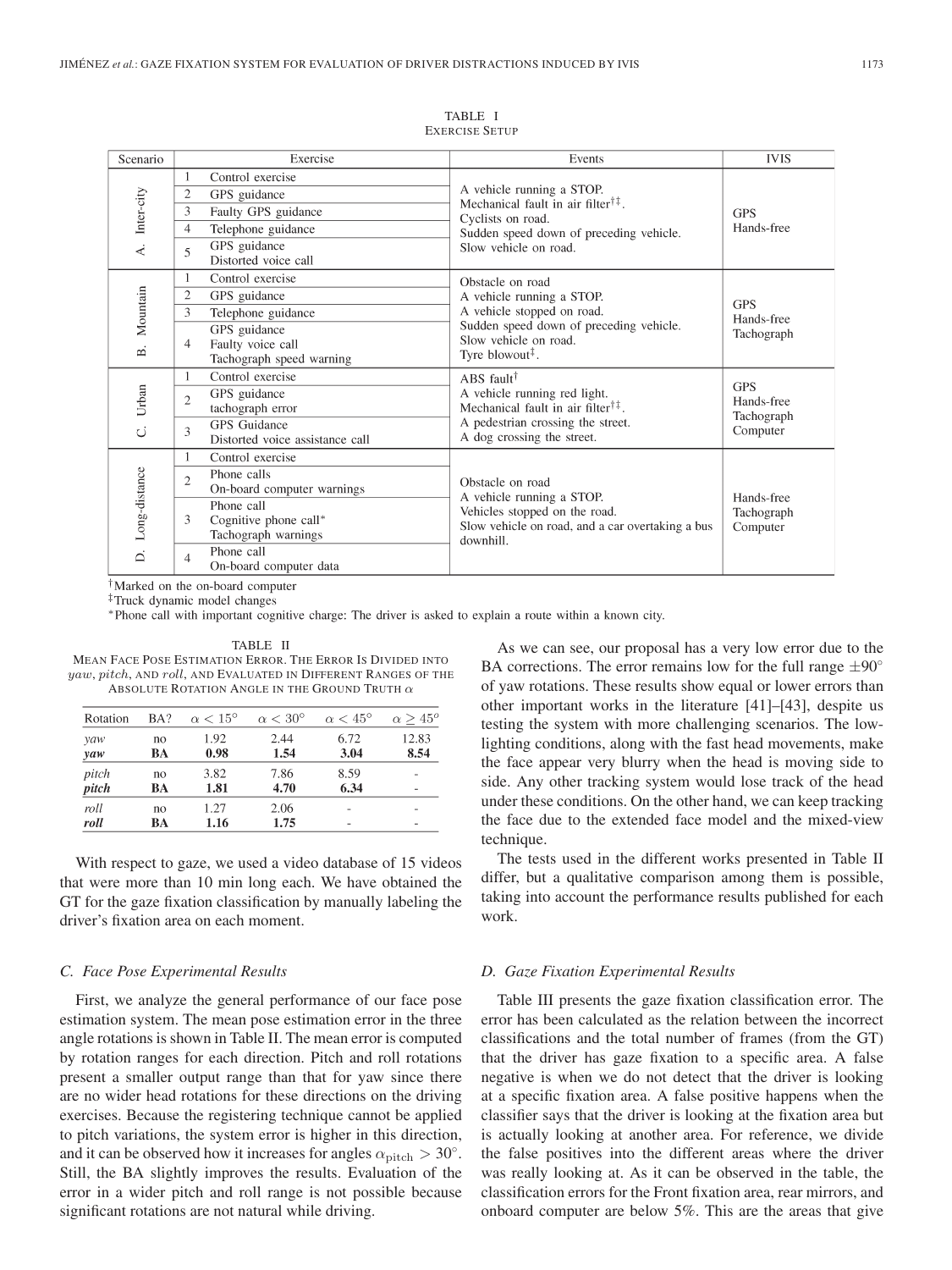TABLE I
EXERCISE SETUP

| Scenario | | Exercise | Events | IVIS |
|---|---|---|---|---|
| A. Inter-city | 1 | Control exercise | A vehicle running a STOP.<br>Mechanical fault in air filter[†‡].<br>Cyclists on road.<br>Sudden speed down of preceding vehicle.<br>Slow vehicle on road. | GPS<br>Hands-free |
| | 2 | GPS guidance | | |
| | 3 | Faulty GPS guidance | | |
| | 4 | Telephone guidance | | |
| | 5 | GPS guidance<br>Distorted voice call | | |
| B. Mountain | 1 | Control exercise | Obstacle on road<br>A vehicle running a STOP.<br>A vehicle stopped on road.<br>Sudden speed down of preceding vehicle.<br>Slow vehicle on road.<br>Tyre blowout[‡]. | GPS<br>Hands-free<br>Tachograph |
| | 2 | GPS guidance | | |
| | 3 | Telephone guidance | | |
| | 4 | GPS guidance<br>Faulty voice call<br>Tachograph speed warning | | |
| C. Urban | 1 | Control exercise | ABS fault[†]<br>A vehicle running red light.<br>Mechanical fault in air filter[†‡].<br>A pedestrian crossing the street.<br>A dog crossing the street. | GPS<br>Hands-free<br>Tachograph<br>Computer |
| | 2 | GPS guidance<br>tachograph error | | |
| | 3 | GPS Guidance<br>Distorted voice assistance call | | |
| D. Long-distance | 1 | Control exercise | Obstacle on road<br>A vehicle running a STOP.<br>Vehicles stopped on the road.<br>Slow vehicle on road, and a car overtaking a bus downhill. | Hands-free<br>Tachograph<br>Computer |
| | 2 | Phone calls<br>On-board computer warnings | | |
| | 3 | Phone call<br>Cognitive phone call*<br>Tachograph warnings | | |
| | 4 | Phone call<br>On-board computer data | | |

[†]Marked on the on-board computer
[‡]Truck dynamic model changes
*Phone call with important cognitive charge: The driver is asked to explain a route within a known city.

TABLE II
MEAN FACE POSE ESTIMATION ERROR. THE ERROR IS DIVIDED INTO *yaw*, *pitch*, AND *roll*, AND EVALUATED IN DIFFERENT RANGES OF THE ABSOLUTE ROTATION ANGLE IN THE GROUND TRUTH $\alpha$

| Rotation | BA? | $\alpha < 15^\circ$ | $\alpha < 30^\circ$ | $\alpha < 45^\circ$ | $\alpha \geq 45^\circ$ |
|---|---|---|---|---|---|
| *yaw* | no | 1.92 | 2.44 | 6.72 | 12.83 |
| ***yaw*** | **BA** | **0.98** | **1.54** | **3.04** | **8.54** |
| *pitch* | no | 3.82 | 7.86 | 8.59 | - |
| ***pitch*** | **BA** | **1.81** | **4.70** | **6.34** | - |
| *roll* | no | 1.27 | 2.06 | - | - |
| ***roll*** | **BA** | **1.16** | **1.75** | - | - |

With respect to gaze, we used a video database of 15 videos that were more than 10 min long each. We have obtained the GT for the gaze fixation classification by manually labeling the driver's fixation area on each moment.

### C. Face Pose Experimental Results

First, we analyze the general performance of our face pose estimation system. The mean pose estimation error in the three angle rotations is shown in Table II. The mean error is computed by rotation ranges for each direction. Pitch and roll rotations present a smaller output range than that for yaw since there are no wider head rotations for these directions on the driving exercises. Because the registering technique cannot be applied to pitch variations, the system error is higher in this direction, and it can be observed how it increases for angles $\alpha_{\text{pitch}} > 30^\circ$. Still, the BA slightly improves the results. Evaluation of the error in a wider pitch and roll range is not possible because significant rotations are not natural while driving.

As we can see, our proposal has a very low error due to the BA corrections. The error remains low for the full range $\pm 90^\circ$ of yaw rotations. These results show equal or lower errors than other important works in the literature [41]–[43], despite us testing the system with more challenging scenarios. The low-lighting conditions, along with the fast head movements, make the face appear very blurry when the head is moving side to side. Any other tracking system would lose track of the head under these conditions. On the other hand, we can keep tracking the face due to the extended face model and the mixed-view technique.

The tests used in the different works presented in Table II differ, but a qualitative comparison among them is possible, taking into account the performance results published for each work.

### D. Gaze Fixation Experimental Results

Table III presents the gaze fixation classification error. The error has been calculated as the relation between the incorrect classifications and the total number of frames (from the GT) that the driver has gaze fixation to a specific area. A false negative is when we do not detect that the driver is looking at a specific fixation area. A false positive happens when the classifier says that the driver is looking at the fixation area but is actually looking at another area. For reference, we divide the false positives into the different areas where the driver was really looking at. As it can be observed in the table, the classification errors for the Front fixation area, rear mirrors, and onboard computer are below 5%. This are the areas that give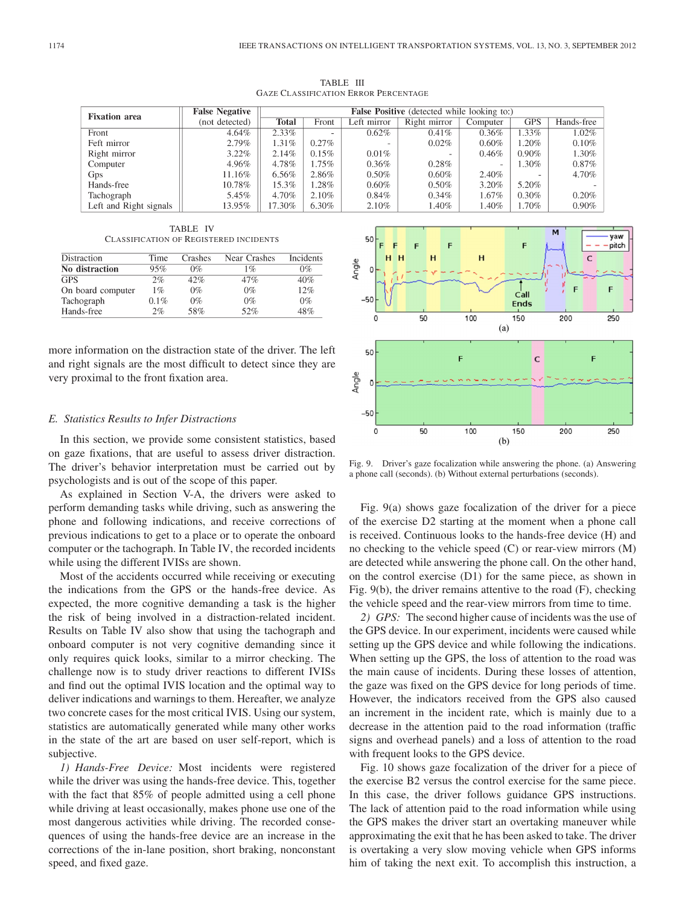TABLE III
GAZE CLASSIFICATION ERROR PERCENTAGE

| Fixation area | False Negative (not detected) | False Positive (detected while looking to:) | | | | | | |
|---|---|---|---|---|---|---|---|---|
| | | Total | Front | Left mirror | Right mirror | Computer | GPS | Hands-free |
| Front | 4.64% | 2.33% | - | 0.62% | 0.41% | 0.36% | 1.33% | 1.02% |
| Feft mirror | 2.79% | 1.31% | 0.27% | - | 0.02% | 0.60% | 1.20% | 0.10% |
| Right mirror | 3.22% | 2.14% | 0.15% | 0.01% | - | 0.46% | 0.90% | 1.30% |
| Computer | 4.96% | 4.78% | 1.75% | 0.36% | 0.28% | - | 1.30% | 0.87% |
| Gps | 11.16% | 6.56% | 2.86% | 0.50% | 0.60% | 2.40% | - | 4.70% |
| Hands-free | 10.78% | 15.3% | 1.28% | 0.60% | 0.50% | 3.20% | 5.20% | - |
| Tachograph | 5.45% | 4.70% | 2.10% | 0.84% | 0.34% | 1.67% | 0.30% | 0.20% |
| Left and Right signals | 13.95% | 17.30% | 6.30% | 2.10% | 1.40% | 1.40% | 1.70% | 0.90% |

TABLE IV
CLASSIFICATION OF REGISTERED INCIDENTS

| Distraction | Time | Crashes | Near Crashes | Incidents |
|---|---|---|---|---|
| **No distraction** | 95% | 0% | 1% | 0% |
| GPS | 2% | 42% | 47% | 40% |
| On board computer | 1% | 0% | 0% | 12% |
| Tachograph | 0.1% | 0% | 0% | 0% |
| Hands-free | 2% | 58% | 52% | 48% |

more information on the distraction state of the driver. The left and right signals are the most difficult to detect since they are very proximal to the front fixation area.

### *E. Statistics Results to Infer Distractions*

In this section, we provide some consistent statistics, based on gaze fixations, that are useful to assess driver distraction. The driver's behavior interpretation must be carried out by psychologists and is out of the scope of this paper.

As explained in Section V-A, the drivers were asked to perform demanding tasks while driving, such as answering the phone and following indications, and receive corrections of previous indications to get to a place or to operate the onboard computer or the tachograph. In Table IV, the recorded incidents while using the different IVISs are shown.

Most of the accidents occurred while receiving or executing the indications from the GPS or the hands-free device. As expected, the more cognitive demanding a task is the higher the risk of being involved in a distraction-related incident. Results on Table IV also show that using the tachograph and onboard computer is not very cognitive demanding since it only requires quick looks, similar to a mirror checking. The challenge now is to study driver reactions to different IVISs and find out the optimal IVIS location and the optimal way to deliver indications and warnings to them. Hereafter, we analyze two concrete cases for the most critical IVIS. Using our system, statistics are automatically generated while many other works in the state of the art are based on user self-report, which is subjective.

*1) Hands-Free Device:* Most incidents were registered while the driver was using the hands-free device. This, together with the fact that 85% of people admitted using a cell phone while driving at least occasionally, makes phone use one of the most dangerous activities while driving. The recorded consequences of using the hands-free device are an increase in the corrections of the in-lane position, short braking, nonconstant speed, and fixed gaze.

yaw
pitch
Angle
50
0
-50
0 50 100 150 200 250
F F F F F F F
H H H H
M
C
Call Ends
(a)

Angle
50
0
-50
0 50 100 150 200 250
F C F
(b)

Fig. 9. Driver's gaze focalization while answering the phone. (a) Answering a phone call (seconds). (b) Without external perturbations (seconds).

Fig. 9(a) shows gaze focalization of the driver for a piece of the exercise D2 starting at the moment when a phone call is received. Continuous looks to the hands-free device (H) and no checking to the vehicle speed (C) or rear-view mirrors (M) are detected while answering the phone call. On the other hand, on the control exercise (D1) for the same piece, as shown in Fig. 9(b), the driver remains attentive to the road (F), checking the vehicle speed and the rear-view mirrors from time to time.

*2) GPS:* The second higher cause of incidents was the use of the GPS device. In our experiment, incidents were caused while setting up the GPS device and while following the indications. When setting up the GPS, the loss of attention to the road was the main cause of incidents. During these losses of attention, the gaze was fixed on the GPS device for long periods of time. However, the indicators received from the GPS also caused an increment in the incident rate, which is mainly due to a decrease in the attention paid to the road information (traffic signs and overhead panels) and a loss of attention to the road with frequent looks to the GPS device.

Fig. 10 shows gaze focalization of the driver for a piece of the exercise B2 versus the control exercise for the same piece. In this case, the driver follows guidance GPS instructions. The lack of attention paid to the road information while using the GPS makes the driver start an overtaking maneuver while approximating the exit that he has been asked to take. The driver is overtaking a very slow moving vehicle when GPS informs him of taking the next exit. To accomplish this instruction, a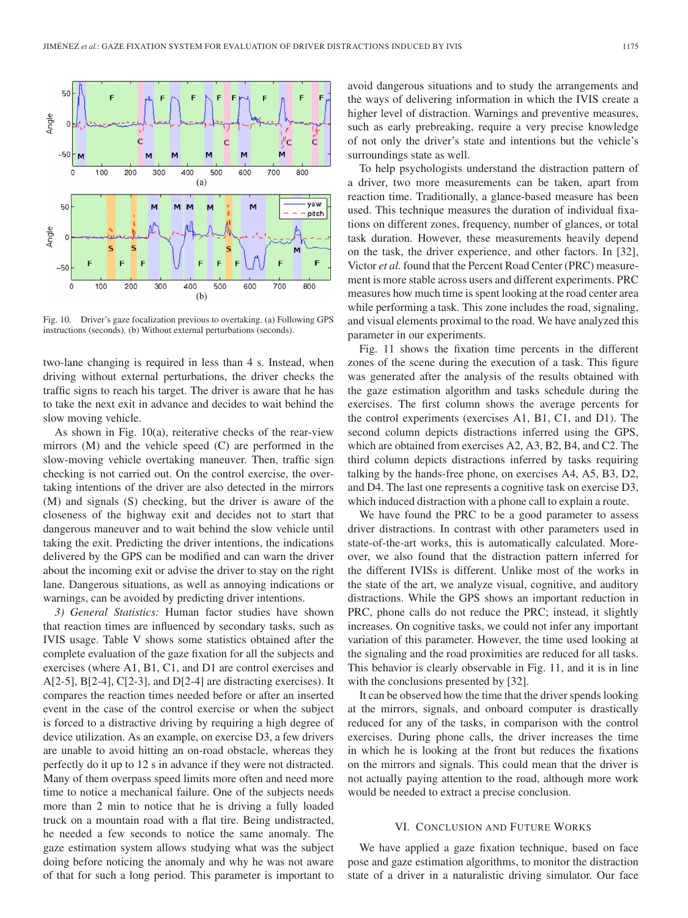50
Angle
0
-50
F F F F F F F F
C C C C
M M M M M M
0 100 200 300 400 500 600 700 800
(a)

50
Angle
0
-50
M M M M M
yaw
pitch
S S S
M
F F F F F F F F
0 100 200 300 400 500 600 700 800
(b)

Fig. 10. Driver's gaze focalization previous to overtaking. (a) Following GPS instructions (seconds). (b) Without external perturbations (seconds).

two-lane changing is required in less than 4 s. Instead, when driving without external perturbations, the driver checks the traffic signs to reach his target. The driver is aware that he has to take the next exit in advance and decides to wait behind the slow moving vehicle.

As shown in Fig. 10(a), reiterative checks of the rear-view mirrors (M) and the vehicle speed (C) are performed in the slow-moving vehicle overtaking maneuver. Then, traffic sign checking is not carried out. On the control exercise, the overtaking intentions of the driver are also detected in the mirrors (M) and signals (S) checking, but the driver is aware of the closeness of the highway exit and decides not to start that dangerous maneuver and to wait behind the slow vehicle until taking the exit. Predicting the driver intentions, the indications delivered by the GPS can be modified and can warn the driver about the incoming exit or advise the driver to stay on the right lane. Dangerous situations, as well as annoying indications or warnings, can be avoided by predicting driver intentions.

*3) General Statistics:* Human factor studies have shown that reaction times are influenced by secondary tasks, such as IVIS usage. Table V shows some statistics obtained after the complete evaluation of the gaze fixation for all the subjects and exercises (where A1, B1, C1, and D1 are control exercises and A[2-5], B[2-4], C[2-3], and D[2-4] are distracting exercises). It compares the reaction times needed before or after an inserted event in the case of the control exercise or when the subject is forced to a distractive driving by requiring a high degree of device utilization. As an example, on exercise D3, a few drivers are unable to avoid hitting an on-road obstacle, whereas they perfectly do it up to 12 s in advance if they were not distracted. Many of them overpass speed limits more often and need more time to notice a mechanical failure. One of the subjects needs more than 2 min to notice that he is driving a fully loaded truck on a mountain road with a flat tire. Being undistracted, he needed a few seconds to notice the same anomaly. The gaze estimation system allows studying what was the subject doing before noticing the anomaly and why he was not aware of that for such a long period. This parameter is important to avoid dangerous situations and to study the arrangements and the ways of delivering information in which the IVIS create a higher level of distraction. Warnings and preventive measures, such as early prebreaking, require a very precise knowledge of not only the driver's state and intentions but the vehicle's surroundings state as well.

To help psychologists understand the distraction pattern of a driver, two more measurements can be taken, apart from reaction time. Traditionally, a glance-based measure has been used. This technique measures the duration of individual fixations on different zones, frequency, number of glances, or total task duration. However, these measurements heavily depend on the task, the driver experience, and other factors. In [32], Victor *et al.* found that the Percent Road Center (PRC) measurement is more stable across users and different experiments. PRC measures how much time is spent looking at the road center area while performing a task. This zone includes the road, signaling, and visual elements proximal to the road. We have analyzed this parameter in our experiments.

Fig. 11 shows the fixation time percents in the different zones of the scene during the execution of a task. This figure was generated after the analysis of the results obtained with the gaze estimation algorithm and tasks schedule during the exercises. The first column shows the average percents for the control experiments (exercises A1, B1, C1, and D1). The second column depicts distractions inferred using the GPS, which are obtained from exercises A2, A3, B2, B4, and C2. The third column depicts distractions inferred by tasks requiring talking by the hands-free phone, on exercises A4, A5, B3, D2, and D4. The last one represents a cognitive task on exercise D3, which induced distraction with a phone call to explain a route.

We have found the PRC to be a good parameter to assess driver distractions. In contrast with other parameters used in state-of-the-art works, this is automatically calculated. Moreover, we also found that the distraction pattern inferred for the different IVISs is different. Unlike most of the works in the state of the art, we analyze visual, cognitive, and auditory distractions. While the GPS shows an important reduction in PRC, phone calls do not reduce the PRC; instead, it slightly increases. On cognitive tasks, we could not infer any important variation of this parameter. However, the time used looking at the signaling and the road proximities are reduced for all tasks. This behavior is clearly observable in Fig. 11, and it is in line with the conclusions presented by [32].

It can be observed how the time that the driver spends looking at the mirrors, signals, and onboard computer is drastically reduced for any of the tasks, in comparison with the control exercises. During phone calls, the driver increases the time in which he is looking at the front but reduces the fixations on the mirrors and signals. This could mean that the driver is not actually paying attention to the road, although more work would be needed to extract a precise conclusion.

## VI. Conclusion and Future Works

We have applied a gaze fixation technique, based on face pose and gaze estimation algorithms, to monitor the distraction state of a driver in a naturalistic driving simulator. Our face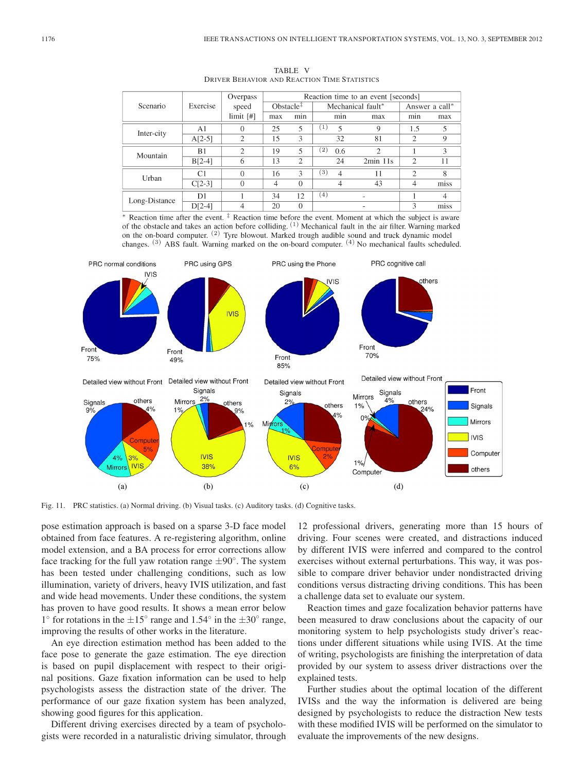TABLE V
DRIVER BEHAVIOR AND REACTION TIME STATISTICS

| Scenario | Exercise | Overpass speed limit [#] | Reaction time to an event [seconds] | | | | | |
|---|---|---|---|---|---|---|---|---|
| | | | Obstacle‡ | | Mechanical fault* | | Answer a call* | |
| | | | max | min | min | max | min | max |
| Inter-city | A1 | 0 | 25 | 5 | (1) 5 | 9 | 1.5 | 5 |
| | A[2-5] | 2 | 15 | 3 | 32 | 81 | 2 | 9 |
| Mountain | B1 | 2 | 19 | 5 | (2) 0.6 | 2 | 1 | 3 |
| | B[2-4] | 6 | 13 | 2 | 24 | 2min 11s | 2 | 11 |
| Urban | C1 | 0 | 16 | 3 | (3) 4 | 11 | 2 | 8 |
| | C[2-3] | 0 | 4 | 0 | 4 | 43 | 4 | miss |
| Long-Distance | D1 | 1 | 34 | 12 | (4) - | - | 1 | 4 |
| | D[2-4] | 4 | 20 | 0 | - | - | 3 | miss |

* Reaction time after the event. ‡ Reaction time before the event. Moment at which the subject is aware of the obstacle and takes an action before colliding. (1) Mechanical fault in the air filter. Warning marked on the on-board computer. (2) Tyre blowout. Marked trough audible sound and truck dynamic model changes. (3) ABS fault. Warning marked on the on-board computer. (4) No mechanical faults scheduled.

PRC normal conditions
IVIS
Front 75%

PRC using GPS
IVIS
Front 49%

PRC using the Phone
IVIS
Front 85%

PRC cognitive call
others
Front 70%

Detailed view without Front
Signals 9%
others 4%
Computer 5%
4% Mirrors
3% IVIS

Detailed view without Front
Signals 2%
Mirrors 1%
others 9%
1%
IVIS 38%

Detailed view without Front
Signals 2%
others 4%
Mirrors 1%
Computer 2%
IVIS 6%

Detailed view without Front
Mirrors 1%
Signals 4%
others 24%
0%
1% Computer

Front
Signals
Mirrors
IVIS
Computer
others

(a) (b) (c) (d)

Fig. 11. PRC statistics. (a) Normal driving. (b) Visual tasks. (c) Auditory tasks. (d) Cognitive tasks.

pose estimation approach is based on a sparse 3-D face model obtained from face features. A re-registering algorithm, online model extension, and a BA process for error corrections allow face tracking for the full yaw rotation range $\pm 90^{\circ}$. The system has been tested under challenging conditions, such as low illumination, variety of drivers, heavy IVIS utilization, and fast and wide head movements. Under these conditions, the system has proven to have good results. It shows a mean error below $1^{\circ}$ for rotations in the $\pm 15^{\circ}$ range and $1.54^{\circ}$ in the $\pm 30^{\circ}$ range, improving the results of other works in the literature.

An eye direction estimation method has been added to the face pose to generate the gaze estimation. The eye direction is based on pupil displacement with respect to their original positions. Gaze fixation information can be used to help psychologists assess the distraction state of the driver. The performance of our gaze fixation system has been analyzed, showing good figures for this application.

Different driving exercises directed by a team of psychologists were recorded in a naturalistic driving simulator, through 12 professional drivers, generating more than 15 hours of driving. Four scenes were created, and distractions induced by different IVIS were inferred and compared to the control exercises without external perturbations. This way, it was possible to compare driver behavior under nondistracted driving conditions versus distracting driving conditions. This has been a challenge data set to evaluate our system.

Reaction times and gaze focalization behavior patterns have been measured to draw conclusions about the capacity of our monitoring system to help psychologists study driver's reactions under different situations while using IVIS. At the time of writing, psychologists are finishing the interpretation of data provided by our system to assess driver distractions over the explained tests.

Further studies about the optimal location of the different IVISs and the way the information is delivered are being designed by psychologists to reduce the distraction New tests with these modified IVIS will be performed on the simulator to evaluate the improvements of the new designs.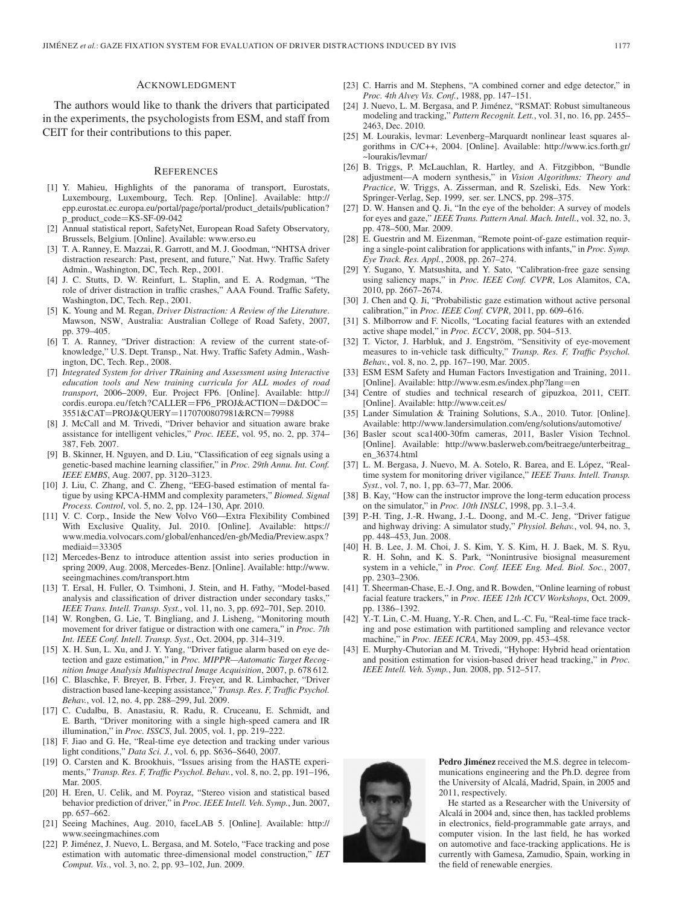## Acknowledgment

The authors would like to thank the drivers that participated in the experiments, the psychologists from ESM, and staff from CEIT for their contributions to this paper.

## References

[1] Y. Mahieu, Highlights of the panorama of transport, Eurostats, Luxembourg, Luxembourg, Tech. Rep. [Online]. Available: http://epp.eurostat.ec.europa.eu/portal/page/portal/product_details/publication?p_product_code=KS-SF-09-042

[2] Annual statistical report, SafetyNet, European Road Safety Observatory, Brussels, Belgium. [Online]. Available: www.erso.eu

[3] T. A. Ranney, E. Mazzai, R. Garrott, and M. J. Goodman, "NHTSA driver distraction research: Past, present, and future," Nat. Hwy. Traffic Safety Admin., Washington, DC, Tech. Rep., 2001.

[4] J. C. Stutts, D. W. Reinfurt, L. Staplin, and E. A. Rodgman, "The role of driver distraction in traffic crashes," AAA Found. Traffic Safety, Washington, DC, Tech. Rep., 2001.

[5] K. Young and M. Regan, *Driver Distraction: A Review of the Literature*. Mawson, NSW, Australia: Australian College of Road Safety, 2007, pp. 379–405.

[6] T. A. Ranney, "Driver distraction: A review of the current state-of-knowledge," U.S. Dept. Transp., Nat. Hwy. Traffic Safety Admin., Washington, DC, Tech. Rep., 2008.

[7] *Integrated System for driver TRaining and Assessment using Interactive education tools and New training curricula for ALL modes of road transport*, 2006–2009, Eur. Project FP6. [Online]. Available: http://cordis.europa.eu/fetch?CALLER=FP6_PROJ&ACTION=D&DOC=3551&CAT=PROJ&QUERY=1170700807981&RCN=79988

[8] J. McCall and M. Trivedi, "Driver behavior and situation aware brake assistance for intelligent vehicles," *Proc. IEEE*, vol. 95, no. 2, pp. 374–387, Feb. 2007.

[9] B. Skinner, H. Nguyen, and D. Liu, "Classification of eeg signals using a genetic-based machine learning classifier," in *Proc. 29th Annu. Int. Conf. IEEE EMBS*, Aug. 2007, pp. 3120–3123.

[10] J. Liu, C. Zhang, and C. Zheng, "EEG-based estimation of mental fatigue by using KPCA-HMM and complexity parameters," *Biomed. Signal Process. Control*, vol. 5, no. 2, pp. 124–130, Apr. 2010.

[11] V. C. Corp., Inside the New Volvo V60—Extra Flexibility Combined With Exclusive Quality, Jul. 2010. [Online]. Available: https://www.media.volvocars.com/global/enhanced/en-gb/Media/Preview.aspx?mediaid=33305

[12] Mercedes-Benz to introduce attention assist into series production in spring 2009, Aug. 2008, Mercedes-Benz. [Online]. Available: http://www.seeingmachines.com/transport.htm

[13] T. Ersal, H. Fuller, O. Tsimhoni, J. Stein, and H. Fathy, "Model-based analysis and classification of driver distraction under secondary tasks," *IEEE Trans. Intell. Transp. Syst.*, vol. 11, no. 3, pp. 692–701, Sep. 2010.

[14] W. Rongben, G. Lie, T. Bingliang, and J. Lisheng, "Monitoring mouth movement for driver fatigue or distraction with one camera," in *Proc. 7th Int. IEEE Conf. Intell. Transp. Syst.*, Oct. 2004, pp. 314–319.

[15] X. H. Sun, L. Xu, and J. Y. Yang, "Driver fatigue alarm based on eye detection and gaze estimation," in *Proc. MIPPR—Automatic Target Recognition Image Analysis Multispectral Image Acquisition*, 2007, p. 678 612.

[16] C. Blaschke, F. Breyer, B. Frber, J. Freyer, and R. Limbacher, "Driver distraction based lane-keeping assistance," *Transp. Res. F, Traffic Psychol. Behav.*, vol. 12, no. 4, pp. 288–299, Jul. 2009.

[17] C. Cudalbu, B. Anastasiu, R. Radu, R. Cruceanu, E. Schmidt, and E. Barth, "Driver monitoring with a single high-speed camera and IR illumination," in *Proc. ISSCS*, Jul. 2005, vol. 1, pp. 219–222.

[18] F. Jiao and G. He, "Real-time eye detection and tracking under various light conditions," *Data Sci. J.*, vol. 6, pp. S636–S640, 2007.

[19] O. Carsten and K. Brookhuis, "Issues arising from the HASTE experiments," *Transp. Res. F, Traffic Psychol. Behav.*, vol. 8, no. 2, pp. 191–196, Mar. 2005.

[20] H. Eren, U. Celik, and M. Poyraz, "Stereo vision and statistical based behavior prediction of driver," in *Proc. IEEE Intell. Veh. Symp.*, Jun. 2007, pp. 657–662.

[21] Seeing Machines, Aug. 2010, faceLAB 5. [Online]. Available: http://www.seeingmachines.com

[22] P. Jiménez, J. Nuevo, L. Bergasa, and M. Sotelo, "Face tracking and pose estimation with automatic three-dimensional model construction," *IET Comput. Vis.*, vol. 3, no. 2, pp. 93–102, Jun. 2009.

[23] C. Harris and M. Stephens, "A combined corner and edge detector," in *Proc. 4th Alvey Vis. Conf.*, 1988, pp. 147–151.

[24] J. Nuevo, L. M. Bergasa, and P. Jiménez, "RSMAT: Robust simultaneous modeling and tracking," *Pattern Recognit. Lett.*, vol. 31, no. 16, pp. 2455–2463, Dec. 2010.

[25] M. Lourakis, levmar: Levenberg–Marquardt nonlinear least squares algorithms in C/C++, 2004. [Online]. Available: http://www.ics.forth.gr/~lourakis/levmar/

[26] B. Triggs, P. McLauchlan, R. Hartley, and A. Fitzgibbon, "Bundle adjustment—A modern synthesis," in *Vision Algorithms: Theory and Practice*, W. Triggs, A. Zisserman, and R. Szeliski, Eds. New York: Springer-Verlag, Sep. 1999, ser. ser. LNCS, pp. 298–375.

[27] D. W. Hansen and Q. Ji, "In the eye of the beholder: A survey of models for eyes and gaze," *IEEE Trans. Pattern Anal. Mach. Intell.*, vol. 32, no. 3, pp. 478–500, Mar. 2009.

[28] E. Guestrin and M. Eizenman, "Remote point-of-gaze estimation requiring a single-point calibration for applications with infants," in *Proc. Symp. Eye Track. Res. Appl.*, 2008, pp. 267–274.

[29] Y. Sugano, Y. Matsushita, and Y. Sato, "Calibration-free gaze sensing using saliency maps," in *Proc. IEEE Conf. CVPR*, Los Alamitos, CA, 2010, pp. 2667–2674.

[30] J. Chen and Q. Ji, "Probabilistic gaze estimation without active personal calibration," in *Proc. IEEE Conf. CVPR*, 2011, pp. 609–616.

[31] S. Milborrow and F. Nicolls, "Locating facial features with an extended active shape model," in *Proc. ECCV*, 2008, pp. 504–513.

[32] T. Victor, J. Harbluk, and J. Engström, "Sensitivity of eye-movement measures to in-vehicle task difficulty," *Transp. Res. F, Traffic Psychol. Behav.*, vol. 8, no. 2, pp. 167–190, Mar. 2005.

[33] ESM ESM Safety and Human Factors Investigation and Training, 2011. [Online]. Available: http://www.esm.es/index.php?lang=en

[34] Centre of studies and technical research of gipuzkoa, 2011, CEIT. [Online]. Available: http://www.ceit.es/

[35] Lander Simulation & Training Solutions, S.A., 2010. Tutor. [Online]. Available: http://www.landersimulation.com/eng/solutions/automotive/

[36] Basler scout sca1400-30fm cameras, 2011, Basler Vision Technol. [Online]. Available: http://www.baslerweb.com/beitraege/unterbeitrag_en_36374.html

[37] L. M. Bergasa, J. Nuevo, M. A. Sotelo, R. Barea, and E. López, "Real-time system for monitoring driver vigilance," *IEEE Trans. Intell. Transp. Syst.*, vol. 7, no. 1, pp. 63–77, Mar. 2006.

[38] B. Kay, "How can the instructor improve the long-term education process on the simulator," in *Proc. 10th INSLC*, 1998, pp. 3.1–3.4.

[39] P.-H. Ting, J.-R. Hwang, J.-L. Doong, and M.-C. Jeng, "Driver fatigue and highway driving: A simulator study," *Physiol. Behav.*, vol. 94, no. 3, pp. 448–453, Jun. 2008.

[40] H. B. Lee, J. M. Choi, J. S. Kim, Y. S. Kim, H. J. Baek, M. S. Ryu, R. H. Sohn, and K. S. Park, "Nonintrusive biosignal measurement system in a vehicle," in *Proc. Conf. IEEE Eng. Med. Biol. Soc.*, 2007, pp. 2303–2306.

[41] T. Sheerman-Chase, E.-J. Ong, and R. Bowden, "Online learning of robust facial feature trackers," in *Proc. IEEE 12th ICCV Workshops*, Oct. 2009, pp. 1386–1392.

[42] Y.-T. Lin, C.-M. Huang, Y.-R. Chen, and L.-C. Fu, "Real-time face tracking and pose estimation with partitioned sampling and relevance vector machine," in *Proc. IEEE ICRA*, May 2009, pp. 453–458.

[43] E. Murphy-Chutorian and M. Trivedi, "Hyhope: Hybrid head orientation and position estimation for vision-based driver head tracking," in *Proc. IEEE Intell. Veh. Symp.*, Jun. 2008, pp. 512–517.

**Pedro Jiménez** received the M.S. degree in telecommunications engineering and the Ph.D. degree from the University of Alcalá, Madrid, Spain, in 2005 and 2011, respectively.

He started as a Researcher with the University of Alcalá in 2004 and, since then, has tackled problems in electronics, field-programmable gate arrays, and computer vision. In the last field, he has worked on automotive and face-tracking applications. He is currently with Gamesa, Zamudio, Spain, working in the field of renewable energies.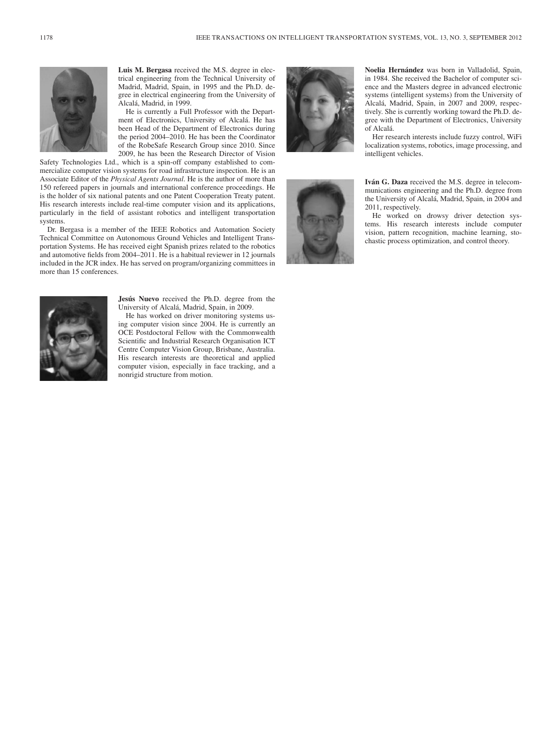**Luis M. Bergasa** received the M.S. degree in electrical engineering from the Technical University of Madrid, Madrid, Spain, in 1995 and the Ph.D. degree in electrical engineering from the University of Alcalá, Madrid, in 1999.

He is currently a Full Professor with the Department of Electronics, University of Alcalá. He has been Head of the Department of Electronics during the period 2004–2010. He has been the Coordinator of the RobeSafe Research Group since 2010. Since 2009, he has been the Research Director of Vision Safety Technologies Ltd., which is a spin-off company established to commercialize computer vision systems for road infrastructure inspection. He is an Associate Editor of the *Physical Agents Journal*. He is the author of more than 150 refereed papers in journals and international conference proceedings. He is the holder of six national patents and one Patent Cooperation Treaty patent. His research interests include real-time computer vision and its applications, particularly in the field of assistant robotics and intelligent transportation systems.

Dr. Bergasa is a member of the IEEE Robotics and Automation Society Technical Committee on Autonomous Ground Vehicles and Intelligent Transportation Systems. He has received eight Spanish prizes related to the robotics and automotive fields from 2004–2011. He is a habitual reviewer in 12 journals included in the JCR index. He has served on program/organizing committees in more than 15 conferences.

**Jesús Nuevo** received the Ph.D. degree from the University of Alcalá, Madrid, Spain, in 2009.

He has worked on driver monitoring systems using computer vision since 2004. He is currently an OCE Postdoctoral Fellow with the Commonwealth Scientific and Industrial Research Organisation ICT Centre Computer Vision Group, Brisbane, Australia. His research interests are theoretical and applied computer vision, especially in face tracking, and a nonrigid structure from motion.

**Noelia Hernández** was born in Valladolid, Spain, in 1984. She received the Bachelor of computer science and the Masters degree in advanced electronic systems (intelligent systems) from the University of Alcalá, Madrid, Spain, in 2007 and 2009, respectively. She is currently working toward the Ph.D. degree with the Department of Electronics, University of Alcalá.

Her research interests include fuzzy control, WiFi localization systems, robotics, image processing, and intelligent vehicles.

**Iván G. Daza** received the M.S. degree in telecommunications engineering and the Ph.D. degree from the University of Alcalá, Madrid, Spain, in 2004 and 2011, respectively.

He worked on drowsy driver detection systems. His research interests include computer vision, pattern recognition, machine learning, stochastic process optimization, and control theory.